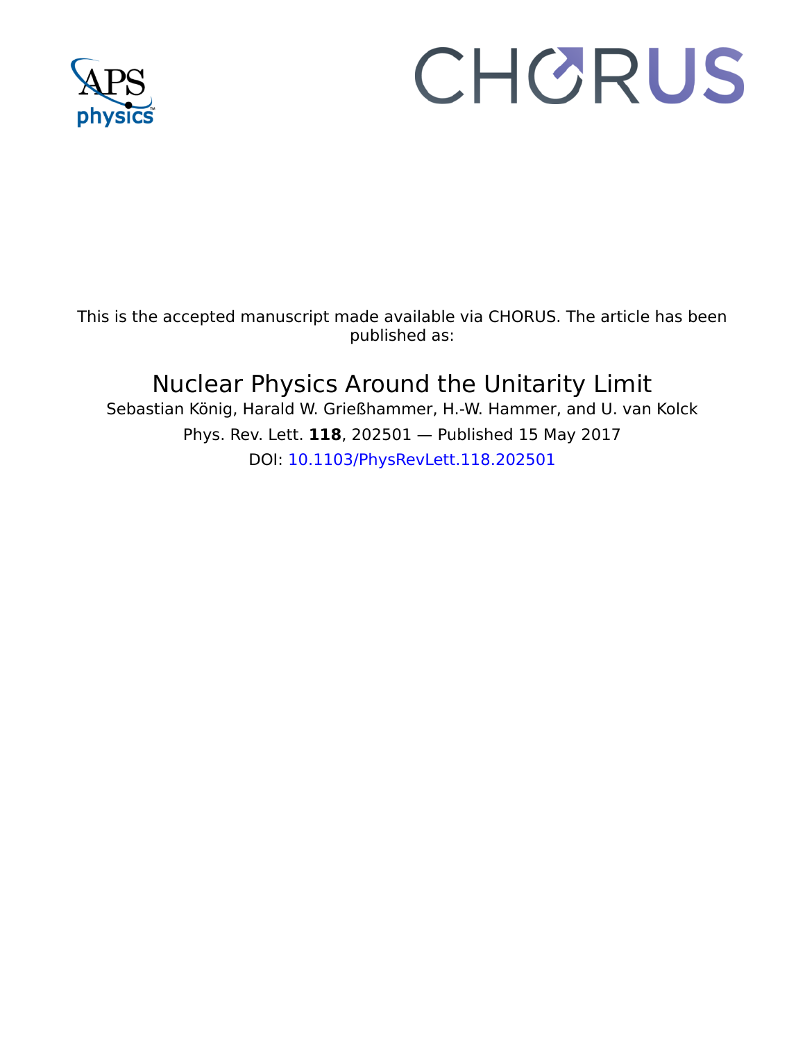This is the accepted manuscript made available via CHORUS. The article has been published as:

# Nuclear Physics Around the Unitarity Limit

Sebastian König, Harald W. Grießhammer, H.-W. Hammer, and U. van Kolck

Phys. Rev. Lett. **118**, 202501 — Published 15 May 2017

DOI: 10.1103/PhysRevLett.118.202501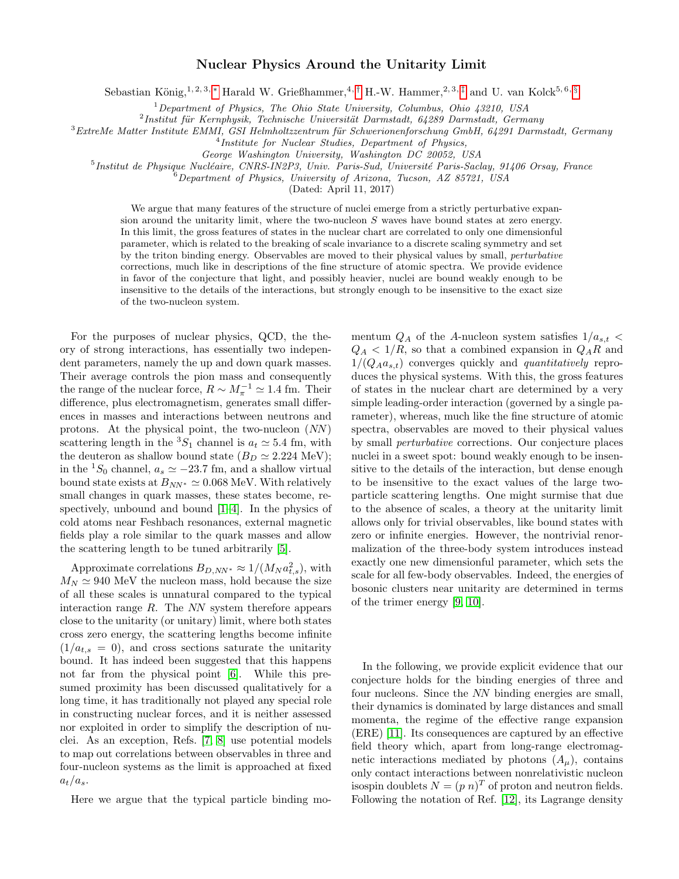# Nuclear Physics Around the Unitarity Limit

Sebastian König,[1,2,3,*] Harald W. Grießhammer,[4,†] H.-W. Hammer,[2,3,‡] and U. van Kolck[5,6,§]

[1] *Department of Physics, The Ohio State University, Columbus, Ohio 43210, USA*
[2] *Institut für Kernphysik, Technische Universität Darmstadt, 64289 Darmstadt, Germany*
[3] *ExtreMe Matter Institute EMMI, GSI Helmholtzzentrum für Schwerionenforschung GmbH, 64291 Darmstadt, Germany*
[4] *Institute for Nuclear Studies, Department of Physics, George Washington University, Washington DC 20052, USA*
[5] *Institut de Physique Nucléaire, CNRS-IN2P3, Univ. Paris-Sud, Université Paris-Saclay, 91406 Orsay, France*
[6] *Department of Physics, University of Arizona, Tucson, AZ 85721, USA*

(Dated: April 11, 2017)

We argue that many features of the structure of nuclei emerge from a strictly perturbative expansion around the unitarity limit, where the two-nucleon $S$ waves have bound states at zero energy. In this limit, the gross features of states in the nuclear chart are correlated to only one dimensionful parameter, which is related to the breaking of scale invariance to a discrete scaling symmetry and set by the triton binding energy. Observables are moved to their physical values by small, *perturbative* corrections, much like in descriptions of the fine structure of atomic spectra. We provide evidence in favor of the conjecture that light, and possibly heavier, nuclei are bound weakly enough to be insensitive to the details of the interactions, but strongly enough to be insensitive to the exact size of the two-nucleon system.

For the purposes of nuclear physics, QCD, the theory of strong interactions, has essentially two independent parameters, namely the up and down quark masses. Their average controls the pion mass and consequently the range of the nuclear force, $R \sim M_\pi^{-1} \simeq 1.4$ fm. Their difference, plus electromagnetism, generates small differences in masses and interactions between neutrons and protons. At the physical point, the two-nucleon ($NN$) scattering length in the $^3S_1$ channel is $a_t \simeq 5.4$ fm, with the deuteron as shallow bound state ($B_D \simeq 2.224$ MeV); in the $^1S_0$ channel, $a_s \simeq -23.7$ fm, and a shallow virtual bound state exists at $B_{NN^*} \simeq 0.068$ MeV. With relatively small changes in quark masses, these states become, respectively, unbound and bound [1–4]. In the physics of cold atoms near Feshbach resonances, external magnetic fields play a role similar to the quark masses and allow the scattering length to be tuned arbitrarily [5].

Approximate correlations $B_{D,NN^*} \approx 1/(M_N a_{t,s}^2)$, with $M_N \simeq 940$ MeV the nucleon mass, hold because the size of all these scales is unnatural compared to the typical interaction range $R$. The $NN$ system therefore appears close to the unitarity (or unitary) limit, where both states cross zero energy, the scattering lengths become infinite ($1/a_{t,s} = 0$), and cross sections saturate the unitarity bound. It has indeed been suggested that this happens not far from the physical point [6]. While this presumed proximity has been discussed qualitatively for a long time, it has traditionally not played any special role in constructing nuclear forces, and it is neither assessed nor exploited in order to simplify the description of nuclei. As an exception, Refs. [7, 8] use potential models to map out correlations between observables in three and four-nucleon systems as the limit is approached at fixed $a_t/a_s$.

Here we argue that the typical particle binding momentum $Q_A$ of the $A$-nucleon system satisfies $1/a_{s,t} < Q_A < 1/R$, so that a combined expansion in $Q_A R$ and $1/(Q_A a_{s,t})$ converges quickly and *quantitatively* reproduces the physical systems. With this, the gross features of states in the nuclear chart are determined by a very simple leading-order interaction (governed by a single parameter), whereas, much like the fine structure of atomic spectra, observables are moved to their physical values by small *perturbative* corrections. Our conjecture places nuclei in a sweet spot: bound weakly enough to be insensitive to the details of the interaction, but dense enough to be insensitive to the exact values of the large two-particle scattering lengths. One might surmise that due to the absence of scales, a theory at the unitarity limit allows only for trivial observables, like bound states with zero or infinite energies. However, the nontrivial renormalization of the three-body system introduces instead exactly one new dimensionful parameter, which sets the scale for all few-body observables. Indeed, the energies of bosonic clusters near unitarity are determined in terms of the trimer energy [9, 10].

In the following, we provide explicit evidence that our conjecture holds for the binding energies of three and four nucleons. Since the $NN$ binding energies are small, their dynamics is dominated by large distances and small momenta, the regime of the effective range expansion (ERE) [11]. Its consequences are captured by an effective field theory which, apart from long-range electromagnetic interactions mediated by photons ($A_\mu$), contains only contact interactions between nonrelativistic nucleon isospin doublets $N = (p\ n)^T$ of proton and neutron fields. Following the notation of Ref. [12], its Lagrange density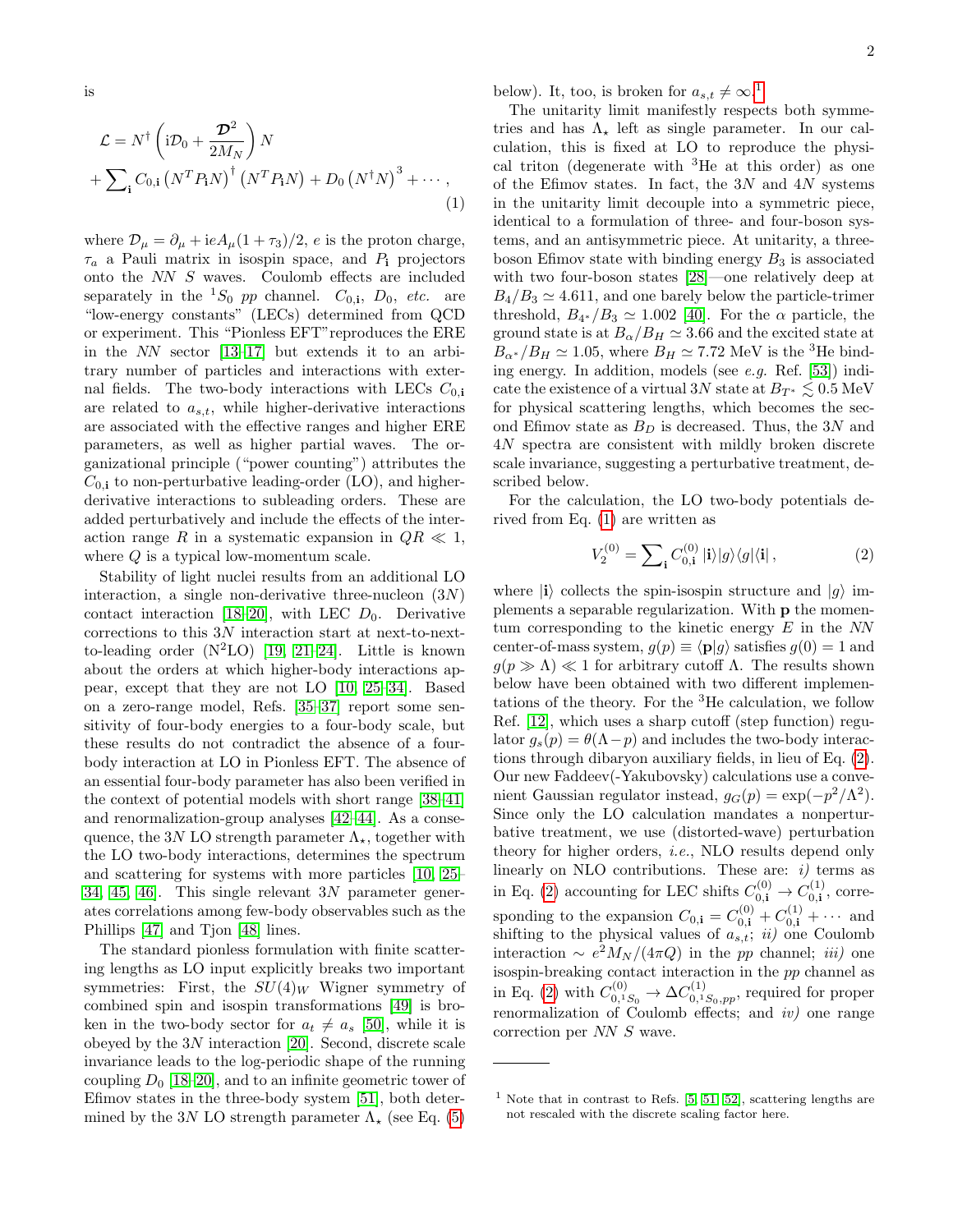is

$$\mathcal{L} = N^\dagger\left(\mathrm{i}\mathcal{D}_0 + \frac{\boldsymbol{\mathcal{D}}^2}{2M_N}\right)N + \sum\nolimits_{\mathbf{i}} C_{0,\mathbf{i}}\left(N^T P_{\mathbf{i}} N\right)^\dagger\left(N^T P_{\mathbf{i}} N\right) + D_0\left(N^\dagger N\right)^3 + \cdots, \tag{1}$$

where $\mathcal{D}_\mu = \partial_\mu + \mathrm{i}eA_\mu(1+\tau_3)/2$, $e$ is the proton charge, $\tau_a$ a Pauli matrix in isospin space, and $P_{\mathbf{i}}$ projectors onto the $NN$ $S$ waves. Coulomb effects are included separately in the $^1S_0$ $pp$ channel. $C_{0,\mathbf{i}}$, $D_0$, *etc.* are "low-energy constants" (LECs) determined from QCD or experiment. This "Pionless EFT" reproduces the ERE in the $NN$ sector [13–17] but extends it to an arbitrary number of particles and interactions with external fields. The two-body interactions with LECs $C_{0,\mathbf{i}}$ are related to $a_{s,t}$, while higher-derivative interactions are associated with the effective ranges and higher ERE parameters, as well as higher partial waves. The organizational principle ("power counting") attributes the $C_{0,\mathbf{i}}$ to non-perturbative leading-order (LO), and higher-derivative interactions to subleading orders. These are added perturbatively and include the effects of the interaction range $R$ in a systematic expansion in $QR \ll 1$, where $Q$ is a typical low-momentum scale.

Stability of light nuclei results from an additional LO interaction, a single non-derivative three-nucleon ($3N$) contact interaction [18–20], with LEC $D_0$. Derivative corrections to this $3N$ interaction start at next-to-next-to-leading order (N$^2$LO) [19, 21–24]. Little is known about the orders at which higher-body interactions appear, except that they are not LO [10, 25–34]. Based on a zero-range model, Refs. [35–37] report some sensitivity of four-body energies to a four-body scale, but these results do not contradict the absence of a four-body interaction at LO in Pionless EFT. The absence of an essential four-body parameter has also been verified in the context of potential models with short range [38–41] and renormalization-group analyses [42–44]. As a consequence, the $3N$ LO strength parameter $\Lambda_\star$, together with the LO two-body interactions, determines the spectrum and scattering for systems with more particles [10, 25–34, 45, 46]. This single relevant $3N$ parameter generates correlations among few-body observables such as the Phillips [47] and Tjon [48] lines.

The standard pionless formulation with finite scattering lengths as LO input explicitly breaks two important symmetries: First, the $SU(4)_W$ Wigner symmetry of combined spin and isospin transformations [49] is broken in the two-body sector for $a_t \neq a_s$ [50], while it is obeyed by the $3N$ interaction [20]. Second, discrete scale invariance leads to the log-periodic shape of the running coupling $D_0$ [18–20], and to an infinite geometric tower of Efimov states in the three-body system [51], both determined by the $3N$ LO strength parameter $\Lambda_\star$ (see Eq. (5) below). It, too, is broken for $a_{s,t} \neq \infty$.[1]

The unitarity limit manifestly respects both symmetries and has $\Lambda_\star$ left as single parameter. In our calculation, this is fixed at LO to reproduce the physical triton (degenerate with $^3$He at this order) as one of the Efimov states. In fact, the $3N$ and $4N$ systems in the unitarity limit decouple into a symmetric piece, identical to a formulation of three- and four-boson systems, and an antisymmetric piece. At unitarity, a three-boson Efimov state with binding energy $B_3$ is associated with two four-boson states [28]—one relatively deep at $B_4/B_3 \simeq 4.611$, and one barely below the particle-trimer threshold, $B_{4^*}/B_3 \simeq 1.002$ [40]. For the $\alpha$ particle, the ground state is at $B_\alpha/B_H \simeq 3.66$ and the excited state at $B_{\alpha^*}/B_H \simeq 1.05$, where $B_H \simeq 7.72$ MeV is the $^3$He binding energy. In addition, models (see *e.g.* Ref. [53]) indicate the existence of a virtual $3N$ state at $B_{T^*} \lesssim 0.5$ MeV for physical scattering lengths, which becomes the second Efimov state as $B_D$ is decreased. Thus, the $3N$ and $4N$ spectra are consistent with mildly broken discrete scale invariance, suggesting a perturbative treatment, described below.

For the calculation, the LO two-body potentials derived from Eq. (1) are written as

$$V_2^{(0)} = \sum\nolimits_{\mathbf{i}} C_{0,\mathbf{i}}^{(0)}\,|\mathbf{i}\rangle|g\rangle\langle g|\langle\mathbf{i}|\,, \tag{2}$$

where $|\mathbf{i}\rangle$ collects the spin-isospin structure and $|g\rangle$ implements a separable regularization. With $\mathbf{p}$ the momentum corresponding to the kinetic energy $E$ in the $NN$ center-of-mass system, $g(p) \equiv \langle\mathbf{p}|g\rangle$ satisfies $g(0) = 1$ and $g(p \gg \Lambda) \ll 1$ for arbitrary cutoff $\Lambda$. The results shown below have been obtained with two different implementations of the theory. For the $^3$He calculation, we follow Ref. [12], which uses a sharp cutoff (step function) regulator $g_s(p) = \theta(\Lambda - p)$ and includes the two-body interactions through dibaryon auxiliary fields, in lieu of Eq. (2). Our new Faddeev(-Yakubovsky) calculations use a convenient Gaussian regulator instead, $g_G(p) = \exp(-p^2/\Lambda^2)$. Since only the LO calculation mandates a nonperturbative treatment, we use (distorted-wave) perturbation theory for higher orders, *i.e.*, NLO results depend only linearly on NLO contributions. These are: *i)* terms as in Eq. (2) accounting for LEC shifts $C_{0,\mathbf{i}}^{(0)} \to C_{0,\mathbf{i}}^{(1)}$, corresponding to the expansion $C_{0,\mathbf{i}} = C_{0,\mathbf{i}}^{(0)} + C_{0,\mathbf{i}}^{(1)} + \cdots$ and shifting to the physical values of $a_{s,t}$; *ii)* one Coulomb interaction $\sim e^2 M_N/(4\pi Q)$ in the $pp$ channel; *iii)* one isospin-breaking contact interaction in the $pp$ channel as in Eq. (2) with $C_{0,^1S_0}^{(0)} \to \Delta C_{0,^1S_0,pp}^{(1)}$, required for proper renormalization of Coulomb effects; and *iv)* one range correction per $NN$ $S$ wave.

---

[1] Note that in contrast to Refs. [5, 51, 52], scattering lengths are not rescaled with the discrete scaling factor here.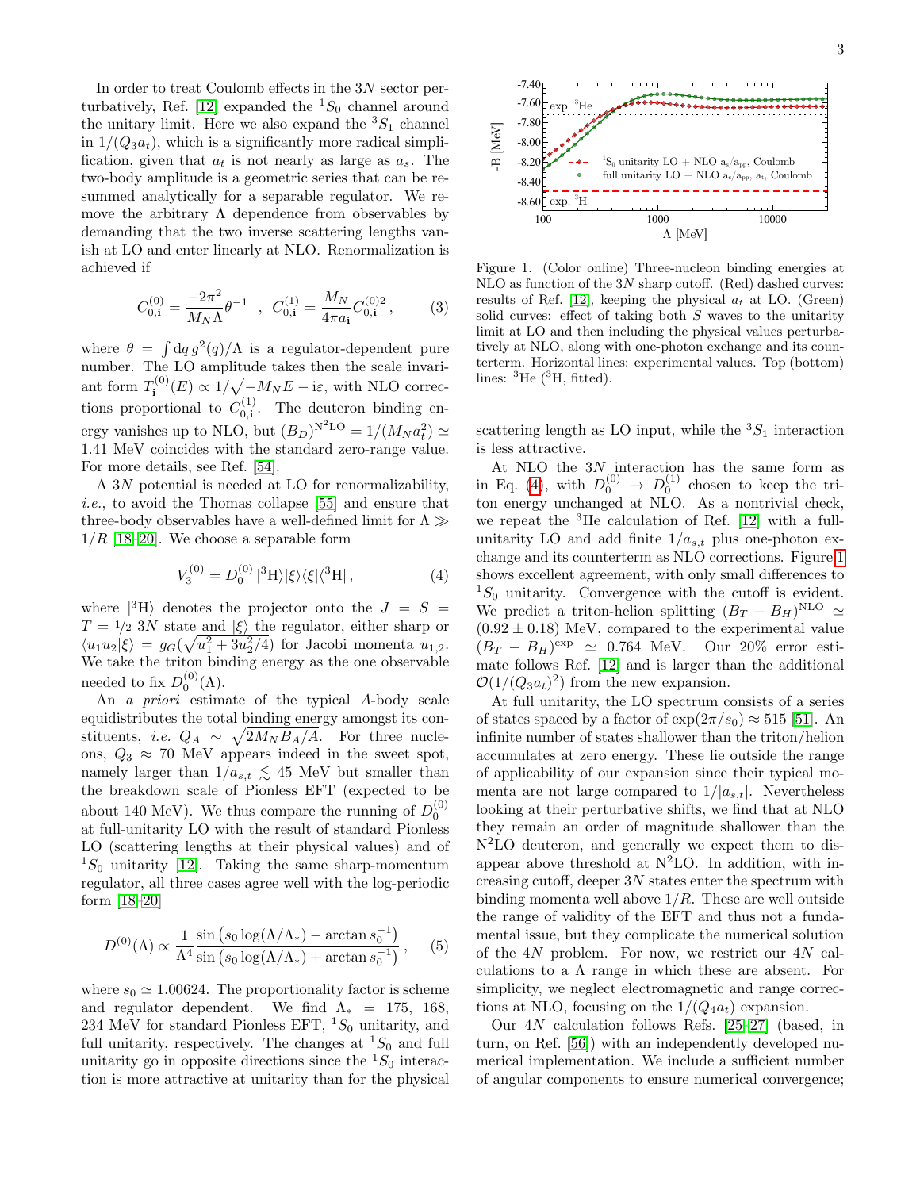In order to treat Coulomb effects in the $3N$ sector perturbatively, Ref. [12] expanded the $^1S_0$ channel around the unitary limit. Here we also expand the $^3S_1$ channel in $1/(Q_3 a_t)$, which is a significantly more radical simplification, given that $a_t$ is not nearly as large as $a_s$. The two-body amplitude is a geometric series that can be resummed analytically for a separable regulator. We remove the arbitrary $\Lambda$ dependence from observables by demanding that the two inverse scattering lengths vanish at LO and enter linearly at NLO. Renormalization is achieved if

$$C_{0,\mathbf{i}}^{(0)} = \frac{-2\pi^2}{M_N \Lambda}\theta^{-1} \quad , \quad C_{0,\mathbf{i}}^{(1)} = \frac{M_N}{4\pi a_{\mathbf{i}}} C_{0,\mathbf{i}}^{(0)2} \,, \tag{3}$$

where $\theta = \int \mathrm{d}q\, g^2(q)/\Lambda$ is a regulator-dependent pure number. The LO amplitude takes then the scale invariant form $T_{\mathbf{i}}^{(0)}(E) \propto 1/\sqrt{-M_N E - \mathrm{i}\varepsilon}$, with NLO corrections proportional to $C_{0,\mathbf{i}}^{(1)}$. The deuteron binding energy vanishes up to NLO, but $(B_D)^{\mathrm{N^2LO}} = 1/(M_N a_t^2) \simeq 1.41$ MeV coincides with the standard zero-range value. For more details, see Ref. [54].

A $3N$ potential is needed at LO for renormalizability, *i.e.*, to avoid the Thomas collapse [55] and ensure that three-body observables have a well-defined limit for $\Lambda \gg 1/R$ [18–20]. We choose a separable form

$$V_3^{(0)} = D_0^{(0)} \, |^3\mathrm{H}\rangle |\xi\rangle\langle\xi| \langle^3\mathrm{H}| \,, \tag{4}$$

where $|^3\mathrm{H}\rangle$ denotes the projector onto the $J = S = T = 1/2$ $3N$ state and $|\xi\rangle$ the regulator, either sharp or $\langle u_1 u_2|\xi\rangle = g_G(\sqrt{u_1^2 + 3u_2^2/4})$ for Jacobi momenta $u_{1,2}$. We take the triton binding energy as the one observable needed to fix $D_0^{(0)}(\Lambda)$.

An *a priori* estimate of the typical $A$-body scale equidistributes the total binding energy amongst its constituents, *i.e.* $Q_A \sim \sqrt{2M_N B_A/A}$. For three nucleons, $Q_3 \approx 70$ MeV appears indeed in the sweet spot, namely larger than $1/a_{s,t} \lesssim 45$ MeV but smaller than the breakdown scale of Pionless EFT (expected to be about 140 MeV). We thus compare the running of $D_0^{(0)}$ at full-unitarity LO with the result of standard Pionless LO (scattering lengths at their physical values) and of $^1S_0$ unitarity [12]. Taking the same sharp-momentum regulator, all three cases agree well with the log-periodic form [18–20]

$$D^{(0)}(\Lambda) \propto \frac{1}{\Lambda^4} \frac{\sin\left(s_0 \log(\Lambda/\Lambda_*) - \arctan s_0^{-1}\right)}{\sin\left(s_0 \log(\Lambda/\Lambda_*) + \arctan s_0^{-1}\right)} \,, \tag{5}$$

where $s_0 \simeq 1.00624$. The proportionality factor is scheme and regulator dependent. We find $\Lambda_* = 175$, 168, 234 MeV for standard Pionless EFT, $^1S_0$ unitarity, and full unitarity, respectively. The changes at $^1S_0$ and full unitarity go in opposite directions since the $^1S_0$ interaction is more attractive at unitarity than for the physical scattering length as LO input, while the $^3S_1$ interaction is less attractive.

-7.40
-7.60
-7.80
-8.00
-8.20
-8.40
-8.60
-B [MeV]
exp. $^3$He
exp. $^3$H
$^1$S$_0$ unitarity LO + NLO a$_s$/a$_{pp}$, Coulomb
full unitarity LO + NLO a$_s$/a$_{pp}$, a$_t$, Coulomb
100
1000
10000
Λ [MeV]

Figure 1. (Color online) Three-nucleon binding energies at NLO as function of the $3N$ sharp cutoff. (Red) dashed curves: results of Ref. [12], keeping the physical $a_t$ at LO. (Green) solid curves: effect of taking both $S$ waves to the unitarity limit at LO and then including the physical values perturbatively at NLO, along with one-photon exchange and its counterterm. Horizontal lines: experimental values. Top (bottom) lines: $^3$He ($^3$H, fitted).

At NLO the $3N$ interaction has the same form as in Eq. (4), with $D_0^{(0)} \to D_0^{(1)}$ chosen to keep the triton energy unchanged at NLO. As a nontrivial check, we repeat the $^3$He calculation of Ref. [12] with a full-unitarity LO and add finite $1/a_{s,t}$ plus one-photon exchange and its counterterm as NLO corrections. Figure 1 shows excellent agreement, with only small differences to $^1S_0$ unitarity. Convergence with the cutoff is evident. We predict a triton-helion splitting $(B_T - B_H)^{\mathrm{NLO}} \simeq (0.92 \pm 0.18)$ MeV, compared to the experimental value $(B_T - B_H)^{\mathrm{exp}} \simeq 0.764$ MeV. Our 20% error estimate follows Ref. [12] and is larger than the additional $\mathcal{O}(1/(Q_3 a_t)^2)$ from the new expansion.

At full unitarity, the LO spectrum consists of a series of states spaced by a factor of $\exp(2\pi/s_0) \approx 515$ [51]. An infinite number of states shallower than the triton/helion accumulates at zero energy. These lie outside the range of applicability of our expansion since their typical momenta are not large compared to $1/|a_{s,t}|$. Nevertheless looking at their perturbative shifts, we find that at NLO they remain an order of magnitude shallower than the N$^2$LO deuteron, and generally we expect them to disappear above threshold at N$^2$LO. In addition, with increasing cutoff, deeper $3N$ states enter the spectrum with binding momenta well above $1/R$. These are well outside the range of validity of the EFT and thus not a fundamental issue, but they complicate the numerical solution of the $4N$ problem. For now, we restrict our $4N$ calculations to a $\Lambda$ range in which these are absent. For simplicity, we neglect electromagnetic and range corrections at NLO, focusing on the $1/(Q_4 a_t)$ expansion.

Our $4N$ calculation follows Refs. [25–27] (based, in turn, on Ref. [56]) with an independently developed numerical implementation. We include a sufficient number of angular components to ensure numerical convergence;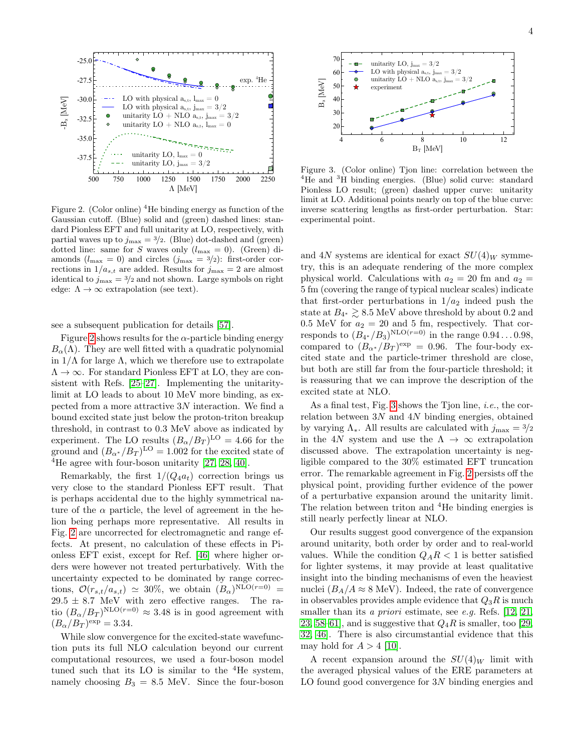Figure 2. (Color online) $^4$He binding energy as function of the Gaussian cutoff. (Blue) solid and (green) dashed lines: standard Pionless EFT and full unitarity at LO, respectively, with partial waves up to $j_{\max} = 3/2$. (Blue) dot-dashed and (green) dotted line: same for $S$ waves only ($l_{\max} = 0$). (Green) diamonds ($l_{\max} = 0$) and circles ($j_{\max} = 3/2$): first-order corrections in $1/a_{s,t}$ are added. Results for $j_{\max} = 2$ are almost identical to $j_{\max} = 3/2$ and not shown. Large symbols on right edge: $\Lambda \to \infty$ extrapolation (see text).

see a subsequent publication for details [57].

Figure 2 shows results for the $\alpha$-particle binding energy $B_\alpha(\Lambda)$. They are well fitted with a quadratic polynomial in $1/\Lambda$ for large $\Lambda$, which we therefore use to extrapolate $\Lambda \to \infty$. For standard Pionless EFT at LO, they are consistent with Refs. [25–27]. Implementing the unitarity-limit at LO leads to about 10 MeV more binding, as expected from a more attractive $3N$ interaction. We find a bound excited state just below the proton-triton breakup threshold, in contrast to 0.3 MeV above as indicated by experiment. The LO results $(B_\alpha/B_T)^{\text{LO}} = 4.66$ for the ground and $(B_{\alpha^*}/B_T)^{\text{LO}} = 1.002$ for the excited state of $^4$He agree with four-boson unitarity [27, 28, 40].

Remarkably, the first $1/(Q_4 a_t)$ correction brings us very close to the standard Pionless EFT result. That is perhaps accidental due to the highly symmetrical nature of the $\alpha$ particle, the level of agreement in the helion being perhaps more representative. All results in Fig. 2 are uncorrected for electromagnetic and range effects. At present, no calculation of these effects in Pionless EFT exist, except for Ref. [46] where higher orders were however not treated perturbatively. With the uncertainty expected to be dominated by range corrections, $\mathcal{O}(r_{s,t}/a_{s,t}) \simeq 30\%$, we obtain $(B_\alpha)^{\text{NLO}(r=0)} = 29.5 \pm 8.7$ MeV with zero effective ranges. The ratio $(B_\alpha/B_T)^{\text{NLO}(r=0)} \approx 3.48$ is in good agreement with $(B_\alpha/B_T)^{\text{exp}} = 3.34$.

While slow convergence for the excited-state wavefunction puts its full NLO calculation beyond our current computational resources, we used a four-boson model tuned such that its LO is similar to the $^4$He system, namely choosing $B_3 = 8.5$ MeV. Since the four-boson and $4N$ systems are identical for exact $SU(4)_W$ symmetry, this is an adequate rendering of the more complex physical world. Calculations with $a_2 = 20$ fm and $a_2 = 5$ fm (covering the range of typical nuclear scales) indicate that first-order perturbations in $1/a_2$ indeed push the state at $B_{4^*} \gtrsim 8.5$ MeV above threshold by about 0.2 and 0.5 MeV for $a_2 = 20$ and 5 fm, respectively. That corresponds to $(B_{4^*}/B_3)^{\text{NLO}(r=0)}$ in the range $0.94 \ldots 0.98$, compared to $(B_{\alpha^*}/B_T)^{\text{exp}} = 0.96$. The four-body excited state and the particle-trimer threshold are close, but both are still far from the four-particle threshold; it is reassuring that we can improve the description of the excited state at NLO.

Figure 3. (Color online) Tjon line: correlation between the $^4$He and $^3$H binding energies. (Blue) solid curve: standard Pionless LO result; (green) dashed upper curve: unitarity limit at LO. Additional points nearly on top of the blue curve: inverse scattering lengths as first-order perturbation. Star: experimental point.

As a final test, Fig. 3 shows the Tjon line, *i.e.*, the correlation between $3N$ and $4N$ binding energies, obtained by varying $\Lambda_*$. All results are calculated with $j_{\max} = 3/2$ in the $4N$ system and use the $\Lambda \to \infty$ extrapolation discussed above. The extrapolation uncertainty is negligible compared to the 30% estimated EFT truncation error. The remarkable agreement in Fig. 2 persists off the physical point, providing further evidence of the power of a perturbative expansion around the unitarity limit. The relation between triton and $^4$He binding energies is still nearly perfectly linear at NLO.

Our results suggest good convergence of the expansion around unitarity, both order by order and to real-world values. While the condition $Q_A R < 1$ is better satisfied for lighter systems, it may provide at least qualitative insight into the binding mechanisms of even the heaviest nuclei ($B_A/A \approx 8$ MeV). Indeed, the rate of convergence in observables provides ample evidence that $Q_3 R$ is much smaller than its *a priori* estimate, see *e.g.* Refs. [12, 21, 23, 58–61], and is suggestive that $Q_4 R$ is smaller, too [29, 32, 46]. There is also circumstantial evidence that this may hold for $A > 4$ [10].

A recent expansion around the $SU(4)_W$ limit with the averaged physical values of the ERE parameters at LO found good convergence for $3N$ binding energies and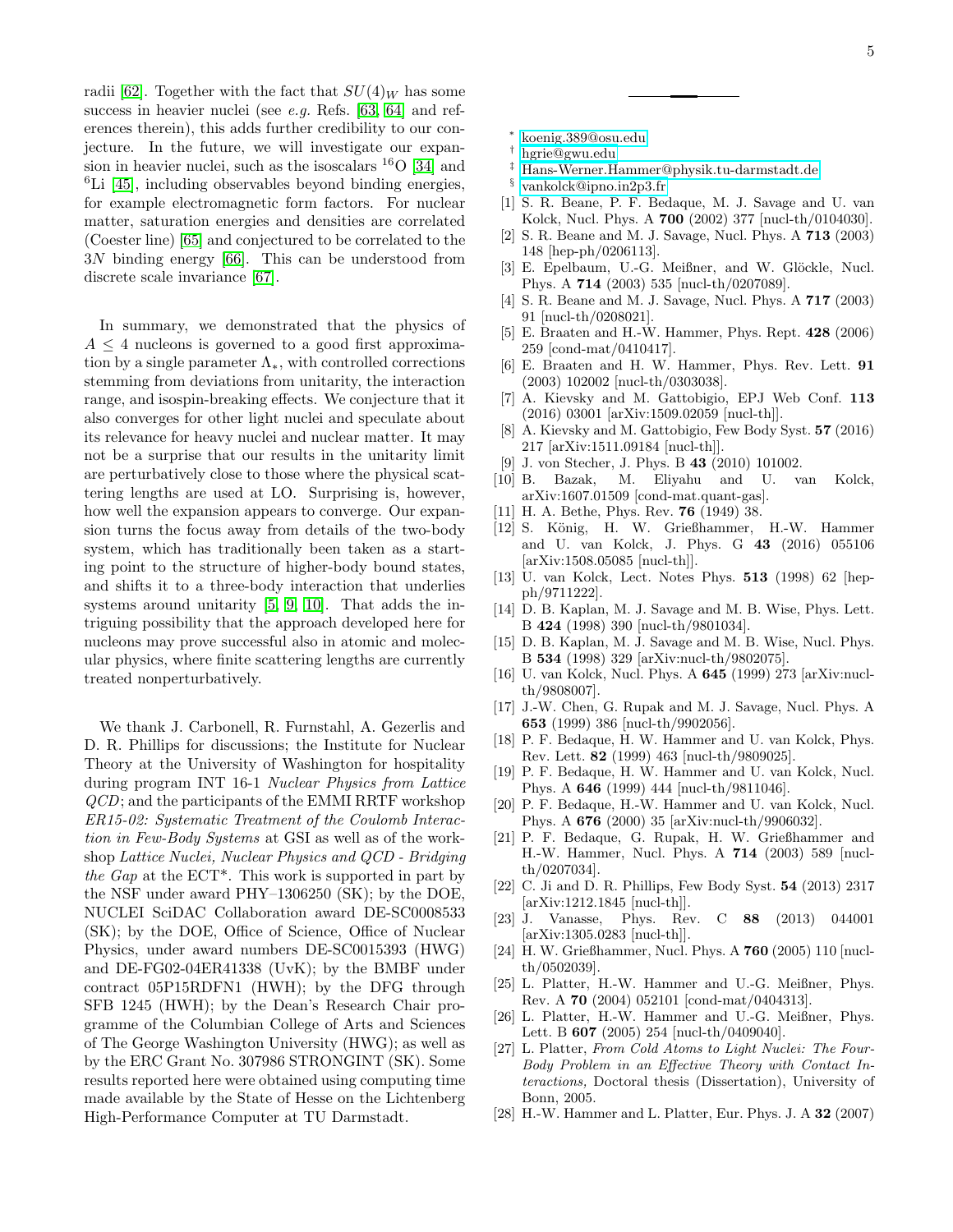radii [62]. Together with the fact that $SU(4)_W$ has some success in heavier nuclei (see *e.g.* Refs. [63, 64] and references therein), this adds further credibility to our conjecture. In the future, we will investigate our expansion in heavier nuclei, such as the isoscalars $^{16}$O [34] and $^{6}$Li [45], including observables beyond binding energies, for example electromagnetic form factors. For nuclear matter, saturation energies and densities are correlated (Coester line) [65] and conjectured to be correlated to the $3N$ binding energy [66]. This can be understood from discrete scale invariance [67].

In summary, we demonstrated that the physics of $A \leq 4$ nucleons is governed to a good first approximation by a single parameter $\Lambda_*$, with controlled corrections stemming from deviations from unitarity, the interaction range, and isospin-breaking effects. We conjecture that it also converges for other light nuclei and speculate about its relevance for heavy nuclei and nuclear matter. It may not be a surprise that our results in the unitarity limit are perturbatively close to those where the physical scattering lengths are used at LO. Surprising is, however, how well the expansion appears to converge. Our expansion turns the focus away from details of the two-body system, which has traditionally been taken as a starting point to the structure of higher-body bound states, and shifts it to a three-body interaction that underlies systems around unitarity [5, 9, 10]. That adds the intriguing possibility that the approach developed here for nucleons may prove successful also in atomic and molecular physics, where finite scattering lengths are currently treated nonperturbatively.

We thank J. Carbonell, R. Furnstahl, A. Gezerlis and D. R. Phillips for discussions; the Institute for Nuclear Theory at the University of Washington for hospitality during program INT 16-1 *Nuclear Physics from Lattice QCD*; and the participants of the EMMI RRTF workshop *ER15-02: Systematic Treatment of the Coulomb Interaction in Few-Body Systems* at GSI as well as of the workshop *Lattice Nuclei, Nuclear Physics and QCD - Bridging the Gap* at the ECT*. This work is supported in part by the NSF under award PHY–1306250 (SK); by the DOE, NUCLEI SciDAC Collaboration award DE-SC0008533 (SK); by the DOE, Office of Science, Office of Nuclear Physics, under award numbers DE-SC0015393 (HWG) and DE-FG02-04ER41338 (UvK); by the BMBF under contract 05P15RDFN1 (HWH); by the DFG through SFB 1245 (HWH); by the Dean's Research Chair programme of the Columbian College of Arts and Sciences of The George Washington University (HWG); as well as by the ERC Grant No. 307986 STRONGINT (SK). Some results reported here were obtained using computing time made available by the State of Hesse on the Lichtenberg High-Performance Computer at TU Darmstadt.

---

* koenig.389@osu.edu
† hgrie@gwu.edu
‡ Hans-Werner.Hammer@physik.tu-darmstadt.de
§ vankolck@ipno.in2p3.fr

[1] S. R. Beane, P. F. Bedaque, M. J. Savage and U. van Kolck, Nucl. Phys. A **700** (2002) 377 [nucl-th/0104030].
[2] S. R. Beane and M. J. Savage, Nucl. Phys. A **713** (2003) 148 [hep-ph/0206113].
[3] E. Epelbaum, U.-G. Meißner, and W. Glöckle, Nucl. Phys. A **714** (2003) 535 [nucl-th/0207089].
[4] S. R. Beane and M. J. Savage, Nucl. Phys. A **717** (2003) 91 [nucl-th/0208021].
[5] E. Braaten and H.-W. Hammer, Phys. Rept. **428** (2006) 259 [cond-mat/0410417].
[6] E. Braaten and H. W. Hammer, Phys. Rev. Lett. **91** (2003) 102002 [nucl-th/0303038].
[7] A. Kievsky and M. Gattobigio, EPJ Web Conf. **113** (2016) 03001 [arXiv:1509.02059 [nucl-th]].
[8] A. Kievsky and M. Gattobigio, Few Body Syst. **57** (2016) 217 [arXiv:1511.09184 [nucl-th]].
[9] J. von Stecher, J. Phys. B **43** (2010) 101002.
[10] B. Bazak, M. Eliyahu and U. van Kolck, arXiv:1607.01509 [cond-mat.quant-gas].
[11] H. A. Bethe, Phys. Rev. **76** (1949) 38.
[12] S. König, H. W. Grießhammer, H.-W. Hammer and U. van Kolck, J. Phys. G **43** (2016) 055106 [arXiv:1508.05085 [nucl-th]].
[13] U. van Kolck, Lect. Notes Phys. **513** (1998) 62 [hep-ph/9711222].
[14] D. B. Kaplan, M. J. Savage and M. B. Wise, Phys. Lett. B **424** (1998) 390 [nucl-th/9801034].
[15] D. B. Kaplan, M. J. Savage and M. B. Wise, Nucl. Phys. B **534** (1998) 329 [arXiv:nucl-th/9802075].
[16] U. van Kolck, Nucl. Phys. A **645** (1999) 273 [arXiv:nucl-th/9808007].
[17] J.-W. Chen, G. Rupak and M. J. Savage, Nucl. Phys. A **653** (1999) 386 [nucl-th/9902056].
[18] P. F. Bedaque, H. W. Hammer and U. van Kolck, Phys. Rev. Lett. **82** (1999) 463 [nucl-th/9809025].
[19] P. F. Bedaque, H. W. Hammer and U. van Kolck, Nucl. Phys. A **646** (1999) 444 [nucl-th/9811046].
[20] P. F. Bedaque, H.-W. Hammer and U. van Kolck, Nucl. Phys. A **676** (2000) 35 [arXiv:nucl-th/9906032].
[21] P. F. Bedaque, G. Rupak, H. W. Grießhammer and H.-W. Hammer, Nucl. Phys. A **714** (2003) 589 [nucl-th/0207034].
[22] C. Ji and D. R. Phillips, Few Body Syst. **54** (2013) 2317 [arXiv:1212.1845 [nucl-th]].
[23] J. Vanasse, Phys. Rev. C **88** (2013) 044001 [arXiv:1305.0283 [nucl-th]].
[24] H. W. Grießhammer, Nucl. Phys. A **760** (2005) 110 [nucl-th/0502039].
[25] L. Platter, H.-W. Hammer and U.-G. Meißner, Phys. Rev. A **70** (2004) 052101 [cond-mat/0404313].
[26] L. Platter, H.-W. Hammer and U.-G. Meißner, Phys. Lett. B **607** (2005) 254 [nucl-th/0409040].
[27] L. Platter, *From Cold Atoms to Light Nuclei: The Four-Body Problem in an Effective Theory with Contact Interactions,* Doctoral thesis (Dissertation), University of Bonn, 2005.
[28] H.-W. Hammer and L. Platter, Eur. Phys. J. A **32** (2007)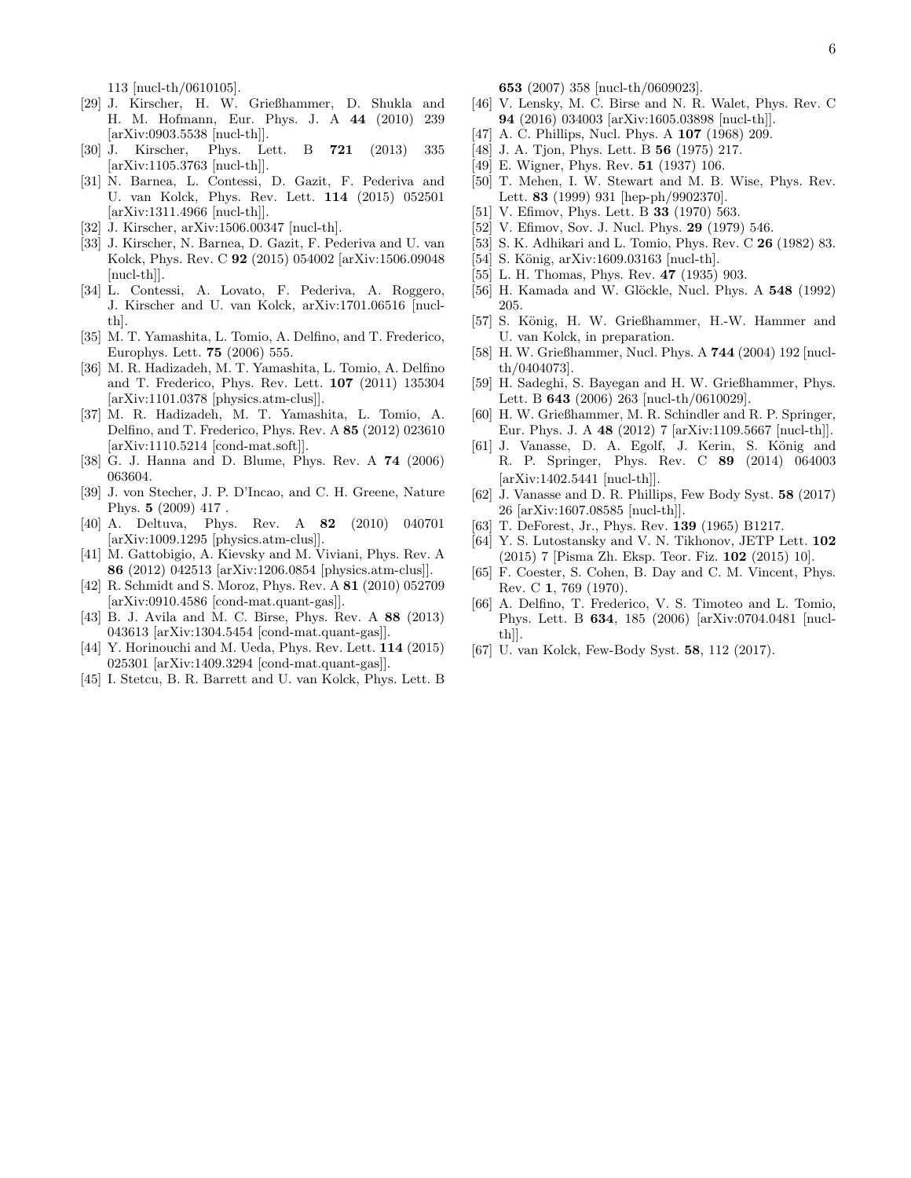113 [nucl-th/0610105].

[29] J. Kirscher, H. W. Grießhammer, D. Shukla and H. M. Hofmann, Eur. Phys. J. A **44** (2010) 239 [arXiv:0903.5538 [nucl-th]].

[30] J. Kirscher, Phys. Lett. B **721** (2013) 335 [arXiv:1105.3763 [nucl-th]].

[31] N. Barnea, L. Contessi, D. Gazit, F. Pederiva and U. van Kolck, Phys. Rev. Lett. **114** (2015) 052501 [arXiv:1311.4966 [nucl-th]].

[32] J. Kirscher, arXiv:1506.00347 [nucl-th].

[33] J. Kirscher, N. Barnea, D. Gazit, F. Pederiva and U. van Kolck, Phys. Rev. C **92** (2015) 054002 [arXiv:1506.09048 [nucl-th]].

[34] L. Contessi, A. Lovato, F. Pederiva, A. Roggero, J. Kirscher and U. van Kolck, arXiv:1701.06516 [nucl-th].

[35] M. T. Yamashita, L. Tomio, A. Delfino, and T. Frederico, Europhys. Lett. **75** (2006) 555.

[36] M. R. Hadizadeh, M. T. Yamashita, L. Tomio, A. Delfino and T. Frederico, Phys. Rev. Lett. **107** (2011) 135304 [arXiv:1101.0378 [physics.atm-clus]].

[37] M. R. Hadizadeh, M. T. Yamashita, L. Tomio, A. Delfino, and T. Frederico, Phys. Rev. A **85** (2012) 023610 [arXiv:1110.5214 [cond-mat.soft]].

[38] G. J. Hanna and D. Blume, Phys. Rev. A **74** (2006) 063604.

[39] J. von Stecher, J. P. D'Incao, and C. H. Greene, Nature Phys. **5** (2009) 417 .

[40] A. Deltuva, Phys. Rev. A **82** (2010) 040701 [arXiv:1009.1295 [physics.atm-clus]].

[41] M. Gattobigio, A. Kievsky and M. Viviani, Phys. Rev. A **86** (2012) 042513 [arXiv:1206.0854 [physics.atm-clus]].

[42] R. Schmidt and S. Moroz, Phys. Rev. A **81** (2010) 052709 [arXiv:0910.4586 [cond-mat.quant-gas]].

[43] B. J. Avila and M. C. Birse, Phys. Rev. A **88** (2013) 043613 [arXiv:1304.5454 [cond-mat.quant-gas]].

[44] Y. Horinouchi and M. Ueda, Phys. Rev. Lett. **114** (2015) 025301 [arXiv:1409.3294 [cond-mat.quant-gas]].

[45] I. Stetcu, B. R. Barrett and U. van Kolck, Phys. Lett. B **653** (2007) 358 [nucl-th/0609023].

[46] V. Lensky, M. C. Birse and N. R. Walet, Phys. Rev. C **94** (2016) 034003 [arXiv:1605.03898 [nucl-th]].

[47] A. C. Phillips, Nucl. Phys. A **107** (1968) 209.

[48] J. A. Tjon, Phys. Lett. B **56** (1975) 217.

[49] E. Wigner, Phys. Rev. **51** (1937) 106.

[50] T. Mehen, I. W. Stewart and M. B. Wise, Phys. Rev. Lett. **83** (1999) 931 [hep-ph/9902370].

[51] V. Efimov, Phys. Lett. B **33** (1970) 563.

[52] V. Efimov, Sov. J. Nucl. Phys. **29** (1979) 546.

[53] S. K. Adhikari and L. Tomio, Phys. Rev. C **26** (1982) 83.

[54] S. König, arXiv:1609.03163 [nucl-th].

[55] L. H. Thomas, Phys. Rev. **47** (1935) 903.

[56] H. Kamada and W. Glöckle, Nucl. Phys. A **548** (1992) 205.

[57] S. König, H. W. Grießhammer, H.-W. Hammer and U. van Kolck, in preparation.

[58] H. W. Grießhammer, Nucl. Phys. A **744** (2004) 192 [nucl-th/0404073].

[59] H. Sadeghi, S. Bayegan and H. W. Grießhammer, Phys. Lett. B **643** (2006) 263 [nucl-th/0610029].

[60] H. W. Grießhammer, M. R. Schindler and R. P. Springer, Eur. Phys. J. A **48** (2012) 7 [arXiv:1109.5667 [nucl-th]].

[61] J. Vanasse, D. A. Egolf, J. Kerin, S. König and R. P. Springer, Phys. Rev. C **89** (2014) 064003 [arXiv:1402.5441 [nucl-th]].

[62] J. Vanasse and D. R. Phillips, Few Body Syst. **58** (2017) 26 [arXiv:1607.08585 [nucl-th]].

[63] T. DeForest, Jr., Phys. Rev. **139** (1965) B1217.

[64] Y. S. Lutostansky and V. N. Tikhonov, JETP Lett. **102** (2015) 7 [Pisma Zh. Eksp. Teor. Fiz. **102** (2015) 10].

[65] F. Coester, S. Cohen, B. Day and C. M. Vincent, Phys. Rev. C **1**, 769 (1970).

[66] A. Delfino, T. Frederico, V. S. Timoteo and L. Tomio, Phys. Lett. B **634**, 185 (2006) [arXiv:0704.0481 [nucl-th]].

[67] U. van Kolck, Few-Body Syst. **58**, 112 (2017).